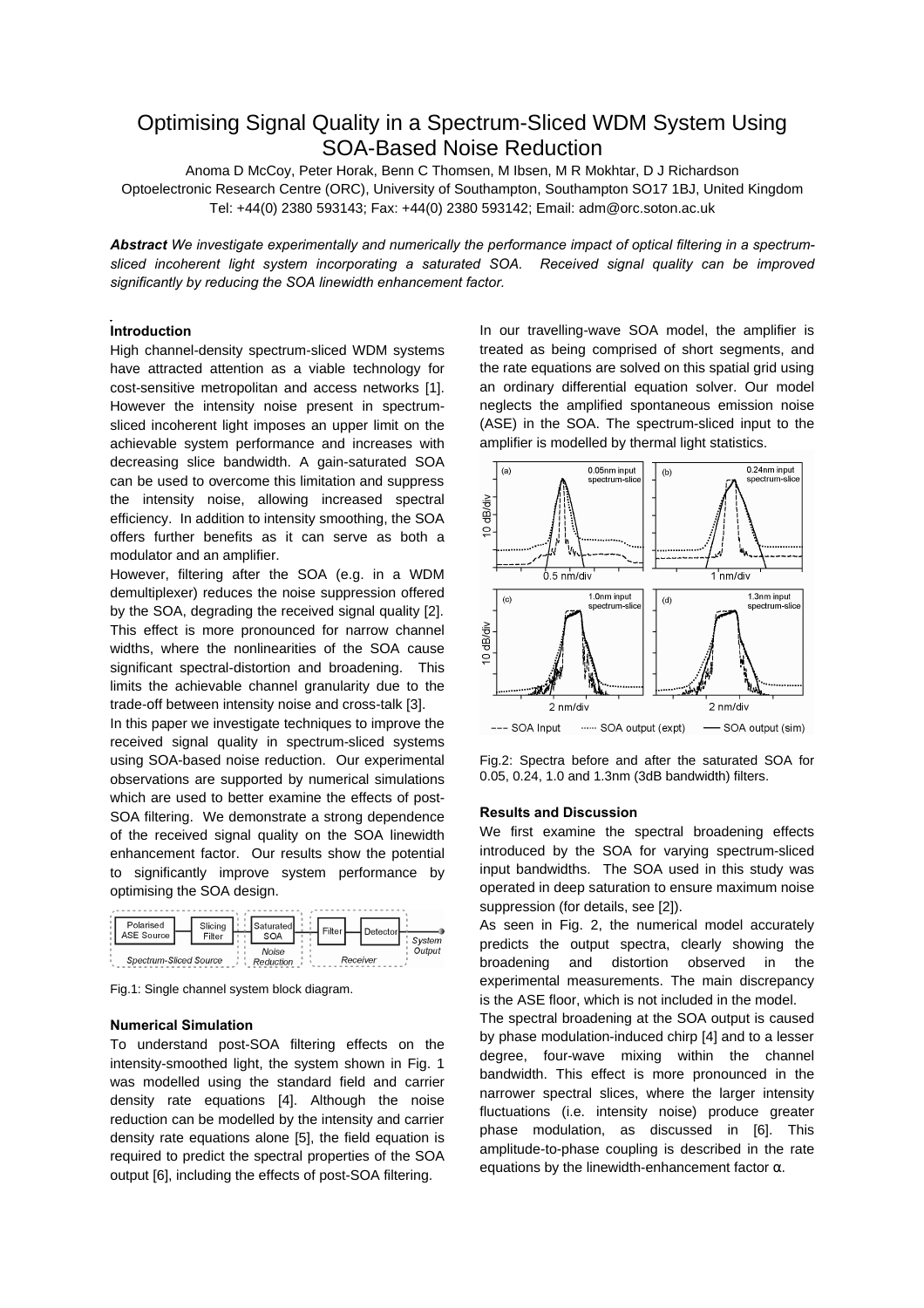# Optimising Signal Quality in a Spectrum-Sliced WDM System Using SOA-Based Noise Reduction

Anoma D McCoy, Peter Horak, Benn C Thomsen, M Ibsen, M R Mokhtar, D J Richardson

Optoelectronic Research Centre (ORC), University of Southampton, Southampton SO17 1BJ, United Kingdom

Tel: +44(0) 2380 593143; Fax: +44(0) 2380 593142; Email: adm@orc.soton.ac.uk

***Abstract*** *We investigate experimentally and numerically the performance impact of optical filtering in a spectrum-sliced incoherent light system incorporating a saturated SOA. Received signal quality can be improved significantly by reducing the SOA linewidth enhancement factor.*

### Introduction

High channel-density spectrum-sliced WDM systems have attracted attention as a viable technology for cost-sensitive metropolitan and access networks [1]. However the intensity noise present in spectrum-sliced incoherent light imposes an upper limit on the achievable system performance and increases with decreasing slice bandwidth. A gain-saturated SOA can be used to overcome this limitation and suppress the intensity noise, allowing increased spectral efficiency. In addition to intensity smoothing, the SOA offers further benefits as it can serve as both a modulator and an amplifier.

However, filtering after the SOA (e.g. in a WDM demultiplexer) reduces the noise suppression offered by the SOA, degrading the received signal quality [2]. This effect is more pronounced for narrow channel widths, where the nonlinearities of the SOA cause significant spectral-distortion and broadening. This limits the achievable channel granularity due to the trade-off between intensity noise and cross-talk [3].

In this paper we investigate techniques to improve the received signal quality in spectrum-sliced systems using SOA-based noise reduction. Our experimental observations are supported by numerical simulations which are used to better examine the effects of post-SOA filtering. We demonstrate a strong dependence of the received signal quality on the SOA linewidth enhancement factor. Our results show the potential to significantly improve system performance by optimising the SOA design.

Fig.1: Single channel system block diagram.

### Numerical Simulation

To understand post-SOA filtering effects on the intensity-smoothed light, the system shown in Fig. 1 was modelled using the standard field and carrier density rate equations [4]. Although the noise reduction can be modelled by the intensity and carrier density rate equations alone [5], the field equation is required to predict the spectral properties of the SOA output [6], including the effects of post-SOA filtering.

In our travelling-wave SOA model, the amplifier is treated as being comprised of short segments, and the rate equations are solved on this spatial grid using an ordinary differential equation solver. Our model neglects the amplified spontaneous emission noise (ASE) in the SOA. The spectrum-sliced input to the amplifier is modelled by thermal light statistics.

Fig.2: Spectra before and after the saturated SOA for 0.05, 0.24, 1.0 and 1.3nm (3dB bandwidth) filters.

### Results and Discussion

We first examine the spectral broadening effects introduced by the SOA for varying spectrum-sliced input bandwidths. The SOA used in this study was operated in deep saturation to ensure maximum noise suppression (for details, see [2]).

As seen in Fig. 2, the numerical model accurately predicts the output spectra, clearly showing the broadening and distortion observed in the experimental measurements. The main discrepancy is the ASE floor, which is not included in the model.

The spectral broadening at the SOA output is caused by phase modulation-induced chirp [4] and to a lesser degree, four-wave mixing within the channel bandwidth. This effect is more pronounced in the narrower spectral slices, where the larger intensity fluctuations (i.e. intensity noise) produce greater phase modulation, as discussed in [6]. This amplitude-to-phase coupling is described in the rate equations by the linewidth-enhancement factor $\alpha$.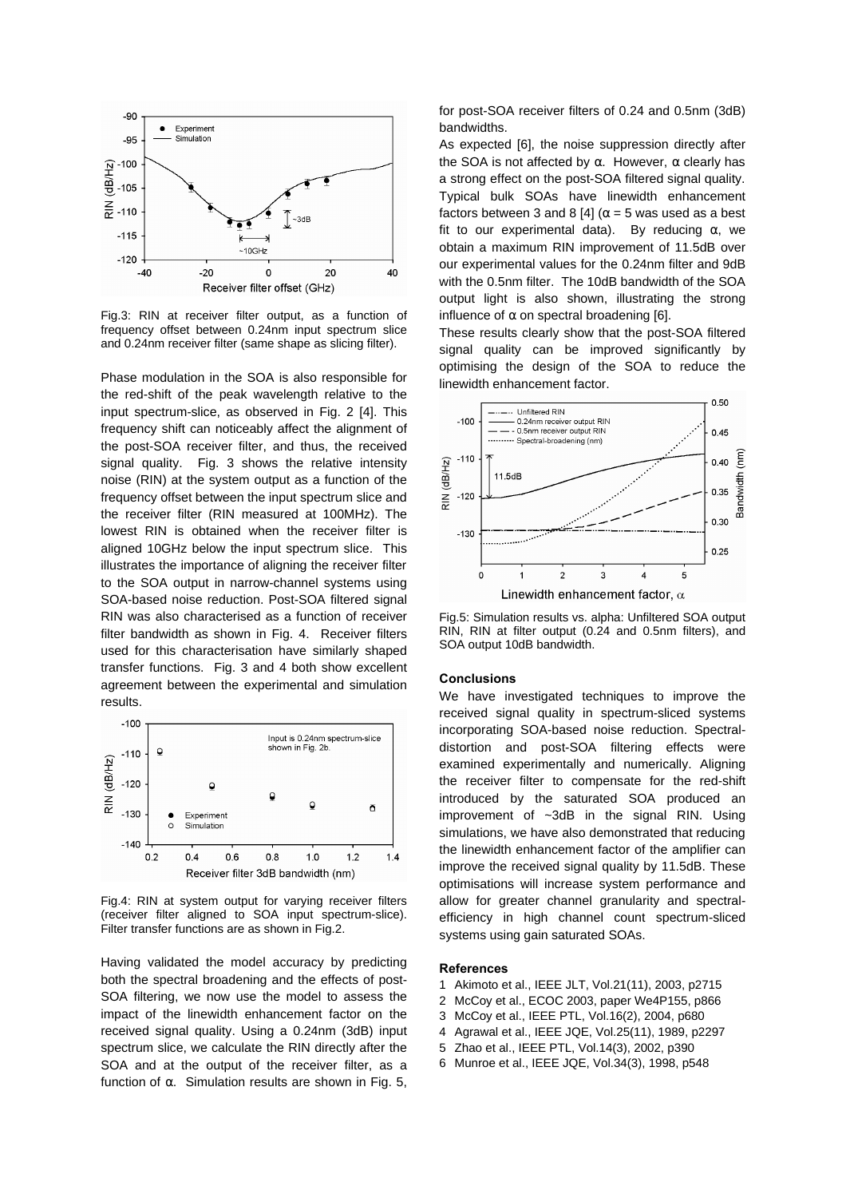-90
-95
-100
-105
-110
-115
-120
RIN (dB/Hz)
-40 -20 0 20 40
Receiver filter offset (GHz)
Experiment
Simulation
~3dB
~10GHz

Fig.3: RIN at receiver filter output, as a function of frequency offset between 0.24nm input spectrum slice and 0.24nm receiver filter (same shape as slicing filter).

Phase modulation in the SOA is also responsible for the red-shift of the peak wavelength relative to the input spectrum-slice, as observed in Fig. 2 [4]. This frequency shift can noticeably affect the alignment of the post-SOA receiver filter, and thus, the received signal quality. Fig. 3 shows the relative intensity noise (RIN) at the system output as a function of the frequency offset between the input spectrum slice and the receiver filter (RIN measured at 100MHz). The lowest RIN is obtained when the receiver filter is aligned 10GHz below the input spectrum slice. This illustrates the importance of aligning the receiver filter to the SOA output in narrow-channel systems using SOA-based noise reduction. Post-SOA filtered signal RIN was also characterised as a function of receiver filter bandwidth as shown in Fig. 4. Receiver filters used for this characterisation have similarly shaped transfer functions. Fig. 3 and 4 both show excellent agreement between the experimental and simulation results.

-100
-110
-120
-130
-140
RIN (dB/Hz)
0.2 0.4 0.6 0.8 1.0 1.2 1.4
Receiver filter 3dB bandwidth (nm)
Input is 0.24nm spectrum-slice shown in Fig. 2b.
Experiment
Simulation

Fig.4: RIN at system output for varying receiver filters (receiver filter aligned to SOA input spectrum-slice). Filter transfer functions are as shown in Fig.2.

Having validated the model accuracy by predicting both the spectral broadening and the effects of post-SOA filtering, we now use the model to assess the impact of the linewidth enhancement factor on the received signal quality. Using a 0.24nm (3dB) input spectrum slice, we calculate the RIN directly after the SOA and at the output of the receiver filter, as a function of $\alpha$. Simulation results are shown in Fig. 5, for post-SOA receiver filters of 0.24 and 0.5nm (3dB) bandwidths.

As expected [6], the noise suppression directly after the SOA is not affected by $\alpha$. However, $\alpha$ clearly has a strong effect on the post-SOA filtered signal quality. Typical bulk SOAs have linewidth enhancement factors between 3 and 8 [4] ($\alpha = 5$ was used as a best fit to our experimental data). By reducing $\alpha$, we obtain a maximum RIN improvement of 11.5dB over our experimental values for the 0.24nm filter and 9dB with the 0.5nm filter. The 10dB bandwidth of the SOA output light is also shown, illustrating the strong influence of $\alpha$ on spectral broadening [6].

These results clearly show that the post-SOA filtered signal quality can be improved significantly by optimising the design of the SOA to reduce the linewidth enhancement factor.

Unfiltered RIN
0.24nm receiver output RIN
0.5nm receiver output RIN
Spectral-broadening (nm)
-100
-110
-120
-130
RIN (dB/Hz)
11.5dB
0.50
0.45
0.40
0.35
0.30
0.25
Bandwidth (nm)
0 1 2 3 4 5
Linewidth enhancement factor, $\alpha$

Fig.5: Simulation results vs. alpha: Unfiltered SOA output RIN, RIN at filter output (0.24 and 0.5nm filters), and SOA output 10dB bandwidth.

## Conclusions

We have investigated techniques to improve the received signal quality in spectrum-sliced systems incorporating SOA-based noise reduction. Spectral-distortion and post-SOA filtering effects were examined experimentally and numerically. Aligning the receiver filter to compensate for the red-shift introduced by the saturated SOA produced an improvement of ~3dB in the signal RIN. Using simulations, we have also demonstrated that reducing the linewidth enhancement factor of the amplifier can improve the received signal quality by 11.5dB. These optimisations will increase system performance and allow for greater channel granularity and spectral-efficiency in high channel count spectrum-sliced systems using gain saturated SOAs.

## References

1. Akimoto et al., IEEE JLT, Vol.21(11), 2003, p2715
2. McCoy et al., ECOC 2003, paper We4P155, p866
3. McCoy et al., IEEE PTL, Vol.16(2), 2004, p680
4. Agrawal et al., IEEE JQE, Vol.25(11), 1989, p2297
5. Zhao et al., IEEE PTL, Vol.14(3), 2002, p390
6. Munroe et al., IEEE JQE, Vol.34(3), 1998, p548